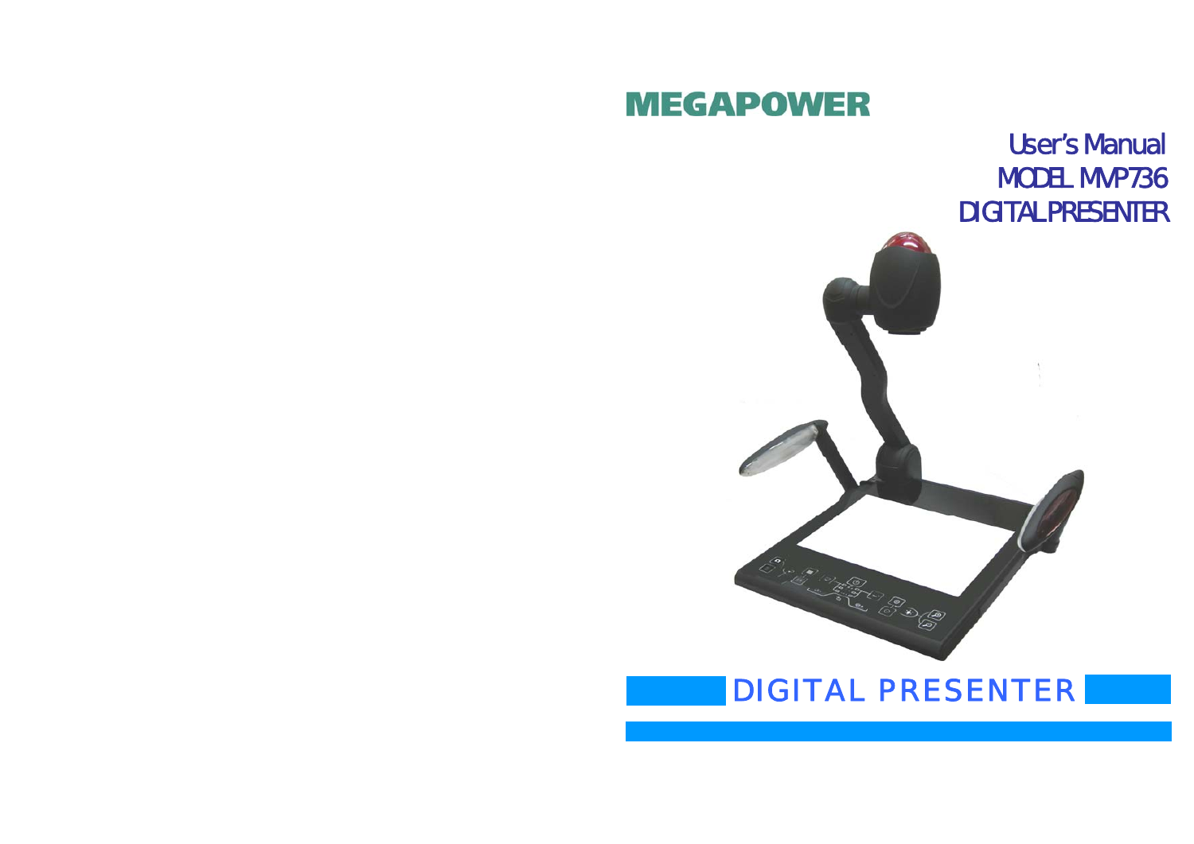# MEGAPOWER

## User's Manual
## MODEL MVP736
## DIGITAL PRESENTER

DIGITAL PRESENTER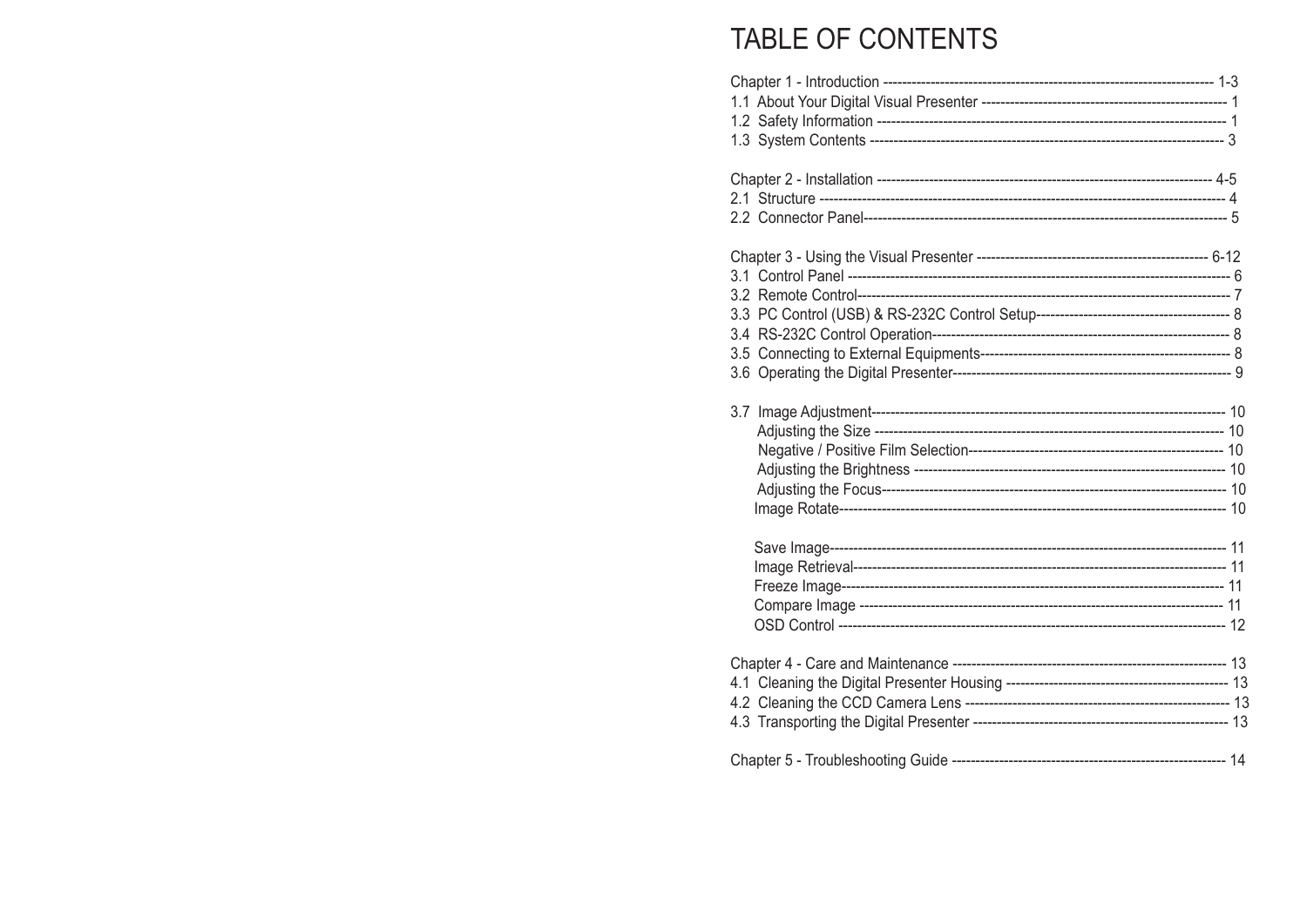# TABLE OF CONTENTS

Chapter 1 - Introduction ---------------------------------------------------------------------------- 1-3
1.1 About Your Digital Visual Presenter ---------------------------------------------------------- 1
1.2 Safety Information --------------------------------------------------------------------------- 1
1.3 System Contents ------------------------------------------------------------------------------ 3

Chapter 2 - Installation ---------------------------------------------------------------------------- 4-5
2.1 Structure ------------------------------------------------------------------------------------- 4
2.2 Connector Panel------------------------------------------------------------------------------- 5

Chapter 3 - Using the Visual Presenter ------------------------------------------------- 6-12
3.1 Control Panel --------------------------------------------------------------------------------- 6
3.2 Remote Control-------------------------------------------------------------------------------- 7
3.3 PC Control (USB) & RS-232C Control Setup----------------------------------------- 8
3.4 RS-232C Control Operation------------------------------------------------------------------ 8
3.5 Connecting to External Equipments----------------------------------------------------- 8
3.6 Operating the Digital Presenter-------------------------------------------------------- 9

3.7 Image Adjustment--------------------------------------------------------------------------- 10
Adjusting the Size ------------------------------------------------------------------------ 10
Negative / Positive Film Selection------------------------------------------------------ 10
Adjusting the Brightness ------------------------------------------------------------------ 10
Adjusting the Focus---------------------------------------------------------------------- 10
Image Rotate---------------------------------------------------------------------------- 10

Save Image------------------------------------------------------------------------------- 11
Image Retrieval------------------------------------------------------------------------- 11
Freeze Image----------------------------------------------------------------------------- 11
Compare Image ------------------------------------------------------------------------- 11
OSD Control ----------------------------------------------------------------------------- 12

Chapter 4 - Care and Maintenance ---------------------------------------------------------- 13
4.1 Cleaning the Digital Presenter Housing ---------------------------------------------- 13
4.2 Cleaning the CCD Camera Lens ------------------------------------------------------- 13
4.3 Transporting the Digital Presenter -------------------------------------------------- 13

Chapter 5 - Troubleshooting Guide -------------------------------------------------------- 14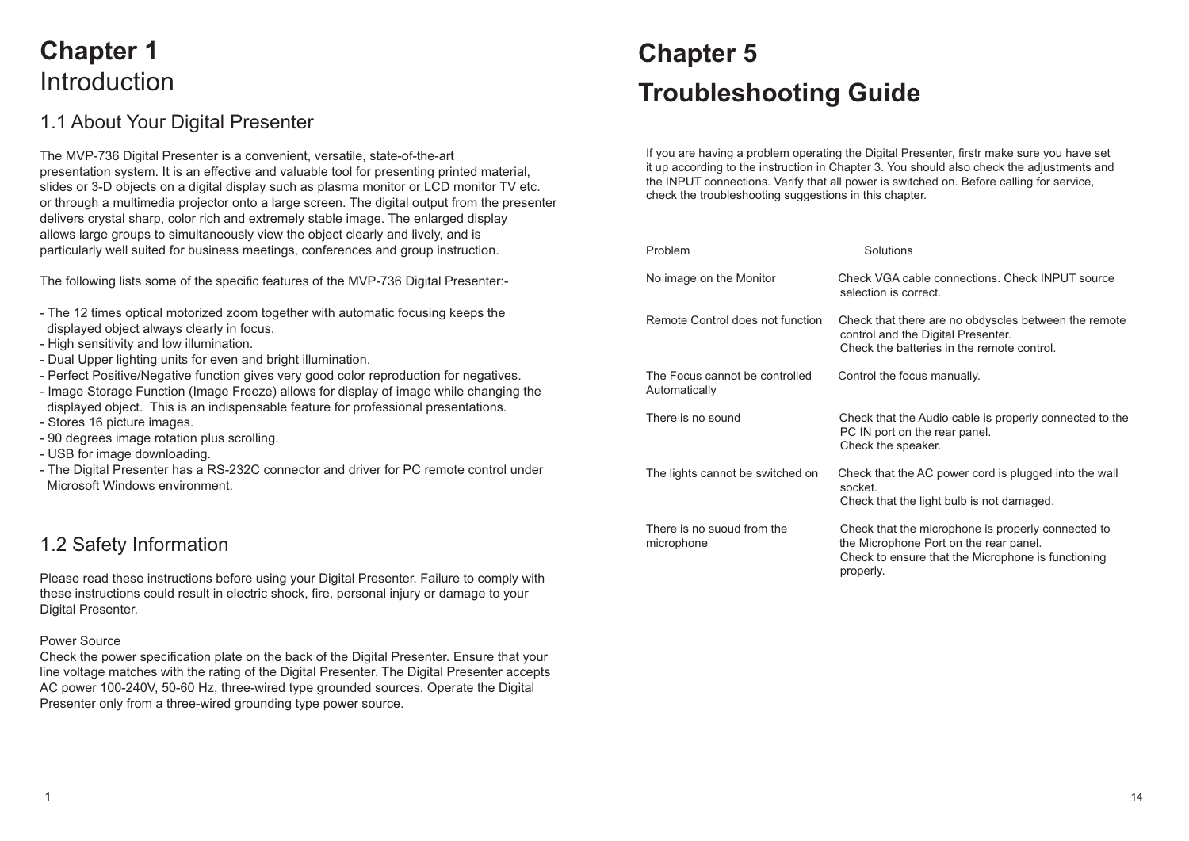# Chapter 1
# Introduction

## 1.1 About Your Digital Presenter

The MVP-736 Digital Presenter is a convenient, versatile, state-of-the-art presentation system. It is an effective and valuable tool for presenting printed material, slides or 3-D objects on a digital display such as plasma monitor or LCD monitor TV etc. or through a multimedia projector onto a large screen. The digital output from the presenter delivers crystal sharp, color rich and extremely stable image. The enlarged display allows large groups to simultaneously view the object clearly and lively, and is particularly well suited for business meetings, conferences and group instruction.

The following lists some of the specific features of the MVP-736 Digital Presenter:-

- The 12 times optical motorized zoom together with automatic focusing keeps the displayed object always clearly in focus.
- High sensitivity and low illumination.
- Dual Upper lighting units for even and bright illumination.
- Perfect Positive/Negative function gives very good color reproduction for negatives.
- Image Storage Function (Image Freeze) allows for display of image while changing the displayed object. This is an indispensable feature for professional presentations.
- Stores 16 picture images.
- 90 degrees image rotation plus scrolling.
- USB for image downloading.
- The Digital Presenter has a RS-232C connector and driver for PC remote control under Microsoft Windows environment.

## 1.2 Safety Information

Please read these instructions before using your Digital Presenter. Failure to comply with these instructions could result in electric shock, fire, personal injury or damage to your Digital Presenter.

Power Source
Check the power specification plate on the back of the Digital Presenter. Ensure that your line voltage matches with the rating of the Digital Presenter. The Digital Presenter accepts AC power 100-240V, 50-60 Hz, three-wired type grounded sources. Operate the Digital Presenter only from a three-wired grounding type power source.

# Chapter 5
# Troubleshooting Guide

If you are having a problem operating the Digital Presenter, firstr make sure you have set it up according to the instruction in Chapter 3. You should also check the adjustments and the INPUT connections. Verify that all power is switched on. Before calling for service, check the troubleshooting suggestions in this chapter.

| Problem | Solutions |
|---|---|
| No image on the Monitor | Check VGA cable connections. Check INPUT source selection is correct. |
| Remote Control does not function | Check that there are no obdyscles between the remote control and the Digital Presenter. Check the batteries in the remote control. |
| The Focus cannot be controlled Automatically | Control the focus manually. |
| There is no sound | Check that the Audio cable is properly connected to the PC IN port on the rear panel. Check the speaker. |
| The lights cannot be switched on | Check that the AC power cord is plugged into the wall socket. Check that the light bulb is not damaged. |
| There is no suoud from the microphone | Check that the microphone is properly connected to the Microphone Port on the rear panel. Check to ensure that the Microphone is functioning properly. |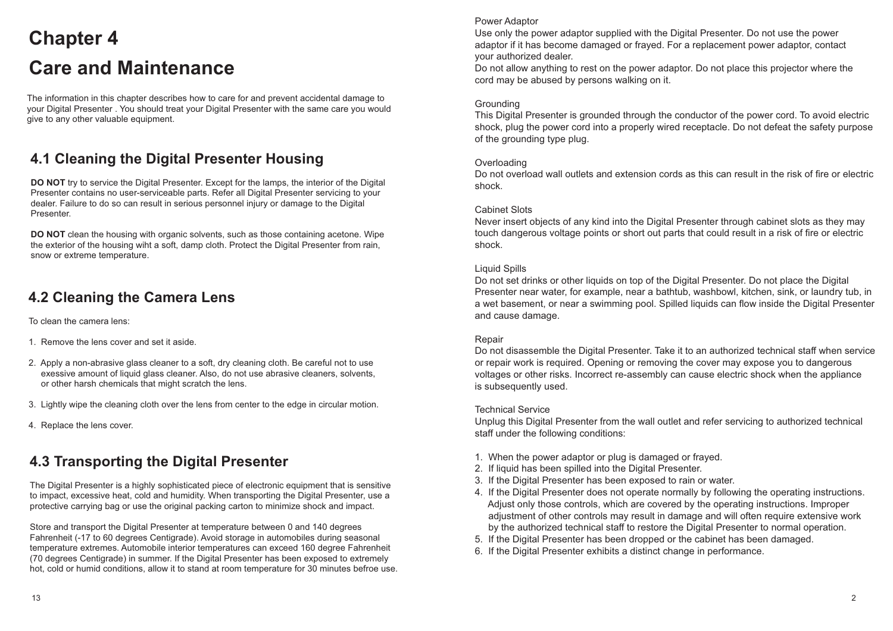# Chapter 4

# Care and Maintenance

The information in this chapter describes how to care for and prevent accidental damage to your Digital Presenter . You should treat your Digital Presenter with the same care you would give to any other valuable equipment.

## 4.1 Cleaning the Digital Presenter Housing

**DO NOT** try to service the Digital Presenter. Except for the lamps, the interior of the Digital Presenter contains no user-serviceable parts. Refer all Digital Presenter servicing to your dealer. Failure to do so can result in serious personnel injury or damage to the Digital Presenter.

**DO NOT** clean the housing with organic solvents, such as those containing acetone. Wipe the exterior of the housing wiht a soft, damp cloth. Protect the Digital Presenter from rain, snow or extreme temperature.

## 4.2 Cleaning the Camera Lens

To clean the camera lens:

1. Remove the lens cover and set it aside.
2. Apply a non-abrasive glass cleaner to a soft, dry cleaning cloth. Be careful not to use exessive amount of liquid glass cleaner. Also, do not use abrasive cleaners, solvents, or other harsh chemicals that might scratch the lens.
3. Lightly wipe the cleaning cloth over the lens from center to the edge in circular motion.
4. Replace the lens cover.

## 4.3 Transporting the Digital Presenter

The Digital Presenter is a highly sophisticated piece of electronic equipment that is sensitive to impact, excessive heat, cold and humidity. When transporting the Digital Presenter, use a protective carrying bag or use the original packing carton to minimize shock and impact.

Store and transport the Digital Presenter at temperature between 0 and 140 degrees Fahrenheit (-17 to 60 degrees Centigrade). Avoid storage in automobiles during seasonal temperature extremes. Automobile interior temperatures can exceed 160 degree Fahrenheit (70 degrees Centigrade) in summer. If the Digital Presenter has been exposed to extremely hot, cold or humid conditions, allow it to stand at room temperature for 30 minutes befroe use.

Power Adaptor
Use only the power adaptor supplied with the Digital Presenter. Do not use the power adaptor if it has become damaged or frayed. For a replacement power adaptor, contact your authorized dealer.
Do not allow anything to rest on the power adaptor. Do not place this projector where the cord may be abused by persons walking on it.

Grounding
This Digital Presenter is grounded through the conductor of the power cord. To avoid electric shock, plug the power cord into a properly wired receptacle. Do not defeat the safety purpose of the grounding type plug.

Overloading
Do not overload wall outlets and extension cords as this can result in the risk of fire or electric shock.

Cabinet Slots
Never insert objects of any kind into the Digital Presenter through cabinet slots as they may touch dangerous voltage points or short out parts that could result in a risk of fire or electric shock.

Liquid Spills
Do not set drinks or other liquids on top of the Digital Presenter. Do not place the Digital Presenter near water, for example, near a bathtub, washbowl, kitchen, sink, or laundry tub, in a wet basement, or near a swimming pool. Spilled liquids can flow inside the Digital Presenter and cause damage.

Repair
Do not disassemble the Digital Presenter. Take it to an authorized technical staff when service or repair work is required. Opening or removing the cover may expose you to dangerous voltages or other risks. Incorrect re-assembly can cause electric shock when the appliance is subsequently used.

Technical Service
Unplug this Digital Presenter from the wall outlet and refer servicing to authorized technical staff under the following conditions:

1. When the power adaptor or plug is damaged or frayed.
2. If liquid has been spilled into the Digital Presenter.
3. If the Digital Presenter has been exposed to rain or water.
4. If the Digital Presenter does not operate normally by following the operating instructions. Adjust only those controls, which are covered by the operating instructions. Improper adjustment of other controls may result in damage and will often require extensive work by the authorized technical staff to restore the Digital Presenter to normal operation.
5. If the Digital Presenter has been dropped or the cabinet has been damaged.
6. If the Digital Presenter exhibits a distinct change in performance.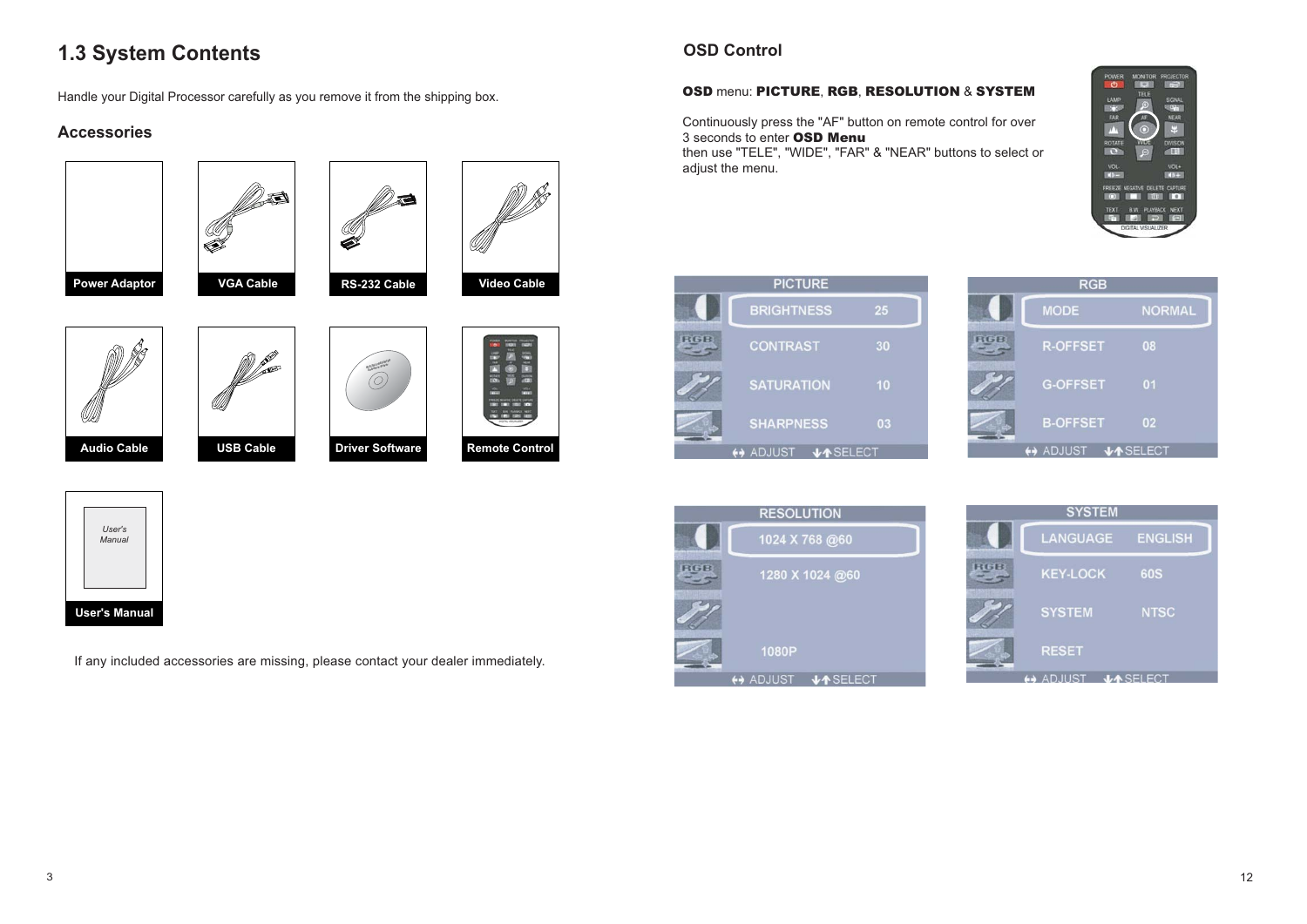## 1.3 System Contents

Handle your Digital Processor carefully as you remove it from the shipping box.

### Accessories

- Power Adaptor
- VGA Cable
- RS-232 Cable
- Video Cable
- Audio Cable
- USB Cable
- Driver Software
- Remote Control
- User's Manual

If any included accessories are missing, please contact your dealer immediately.

## OSD Control

**OSD** menu: **PICTURE**, **RGB**, **RESOLUTION** & **SYSTEM**

Continuously press the "AF" button on remote control for over 3 seconds to enter **OSD Menu** then use "TELE", "WIDE", "FAR" & "NEAR" buttons to select or adjust the menu.

**PICTURE**

| | |
|---|---|
| BRIGHTNESS | 25 |
| CONTRAST | 30 |
| SATURATION | 10 |
| SHARPNESS | 03 |

↔ ADJUST ↓↑ SELECT

**RGB**

| | |
|---|---|
| MODE | NORMAL |
| R-OFFSET | 08 |
| G-OFFSET | 01 |
| B-OFFSET | 02 |

↔ ADJUST ↓↑ SELECT

**RESOLUTION**

- 1024 X 768 @60
- 1280 X 1024 @60
- 1080P

↔ ADJUST ↓↑ SELECT

**SYSTEM**

| | |
|---|---|
| LANGUAGE | ENGLISH |
| KEY-LOCK | 60S |
| SYSTEM | NTSC |
| RESET | |

↔ ADJUST ↓↑ SELECT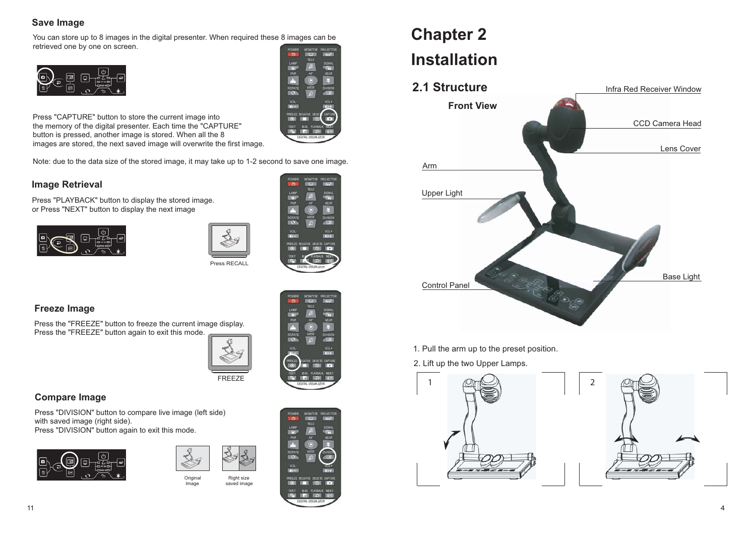## Save Image

You can store up to 8 images in the digital presenter. When required these 8 images can be retrieved one by one on screen.

Press "CAPTURE" button to store the current image into the memory of the digital presenter. Each time the "CAPTURE" button is pressed, another image is stored. When all the 8 images are stored, the next saved image will overwrite the first image.

Note: due to the data size of the stored image, it may take up to 1-2 second to save one image.

## Image Retrieval

Press "PLAYBACK" button to display the stored image.
or Press "NEXT" button to display the next image

Press RECALL

## Freeze Image

Press the "FREEZE" button to freeze the current image display.
Press the "FREEZE" button again to exit this mode.

FREEZE

## Compare Image

Press "DIVISION" button to compare live image (left side) with saved image (right side).
Press "DIVISION" button again to exit this mode.

Original Image

Right size saved image

# Chapter 2

# Installation

## 2.1 Structure

### Front View

Infra Red Receiver Window

CCD Camera Head

Lens Cover

Arm

Upper Light

Base Light

Control Panel

1. Pull the arm up to the preset position.
2. Lift up the two Upper Lamps.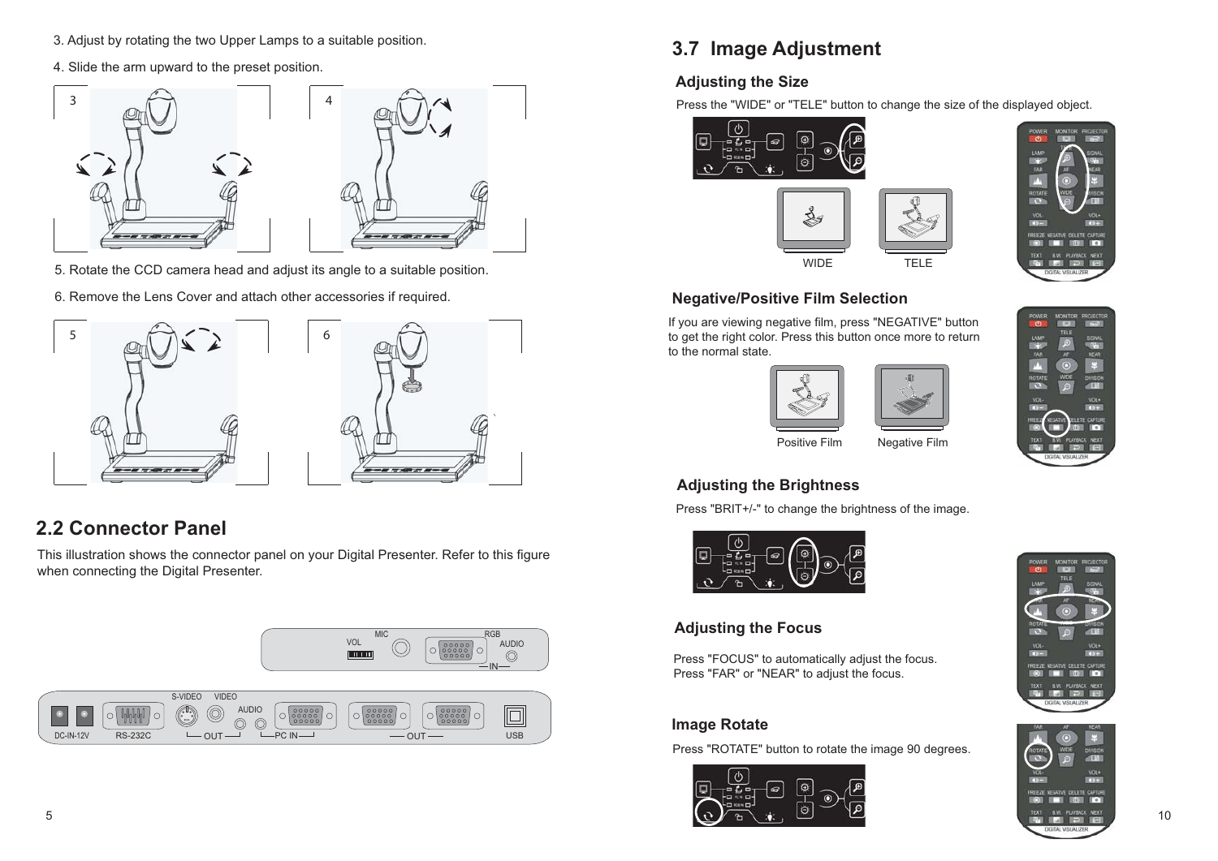3. Adjust by rotating the two Upper Lamps to a suitable position.

4. Slide the arm upward to the preset position.

5. Rotate the CCD camera head and adjust its angle to a suitable position.

6. Remove the Lens Cover and attach other accessories if required.

## 2.2 Connector Panel

This illustration shows the connector panel on your Digital Presenter. Refer to this figure when connecting the Digital Presenter.

## 3.7 Image Adjustment

### Adjusting the Size

Press the "WIDE" or "TELE" button to change the size of the displayed object.

WIDE TELE

### Negative/Positive Film Selection

If you are viewing negative film, press "NEGATIVE" button to get the right color. Press this button once more to return to the normal state.

Positive Film Negative Film

### Adjusting the Brightness

Press "BRIT+/-" to change the brightness of the image.

### Adjusting the Focus

Press "FOCUS" to automatically adjust the focus.
Press "FAR" or "NEAR" to adjust the focus.

### Image Rotate

Press "ROTATE" button to rotate the image 90 degrees.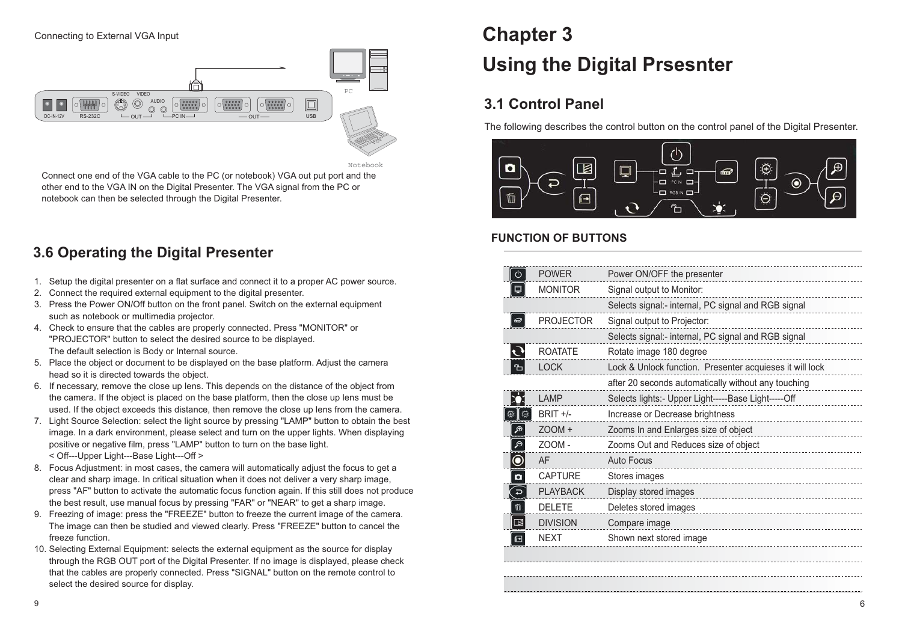Connecting to External VGA Input

Connect one end of the VGA cable to the PC (or notebook) VGA out put port and the other end to the VGA IN on the Digital Presenter. The VGA signal from the PC or notebook can then be selected through the Digital Presenter.

## 3.6 Operating the Digital Presenter

1. Setup the digital presenter on a flat surface and connect it to a proper AC power source.
2. Connect the required external equipment to the digital presenter.
3. Press the Power ON/Off button on the front panel. Switch on the external equipment such as notebook or multimedia projector.
4. Check to ensure that the cables are properly connected. Press "MONITOR" or "PROJECTOR" button to select the desired source to be displayed.
   The default selection is Body or Internal source.
5. Place the object or document to be displayed on the base platform. Adjust the camera head so it is directed towards the object.
6. If necessary, remove the close up lens. This depends on the distance of the object from the camera. If the object is placed on the base platform, then the close up lens must be used. If the object exceeds this distance, then remove the close up lens from the camera.
7. Light Source Selection: select the light source by pressing "LAMP" button to obtain the best image. In a dark environment, please select and turn on the upper lights. When displaying positive or negative film, press "LAMP" button to turn on the base light.
   < Off---Upper Light---Base Light---Off >
8. Focus Adjustment: in most cases, the camera will automatically adjust the focus to get a clear and sharp image. In critical situation when it does not deliver a very sharp image, press "AF" button to activate the automatic focus function again. If this still does not produce the best result, use manual focus by pressing "FAR" or "NEAR" to get a sharp image.
9. Freezing of image: press the "FREEZE" button to freeze the current image of the camera. The image can then be studied and viewed clearly. Press "FREEZE" button to cancel the freeze function.
10. Selecting External Equipment: selects the external equipment as the source for display through the RGB OUT port of the Digital Presenter. If no image is displayed, please check that the cables are properly connected. Press "SIGNAL" button on the remote control to select the desired source for display.

# Chapter 3

# Using the Digital Prsesnter

## 3.1 Control Panel

The following describes the control button on the control panel of the Digital Presenter.

### FUNCTION OF BUTTONS

| Button | Function |
|---|---|
| POWER | Power ON/OFF the presenter |
| MONITOR | Signal output to Monitor: |
| | Selects signal:- internal, PC signal and RGB signal |
| PROJECTOR | Signal output to Projector: |
| | Selects signal:- internal, PC signal and RGB signal |
| ROATATE | Rotate image 180 degree |
| LOCK | Lock & Unlock function. Presenter acquieses it will lock |
| | after 20 seconds automatically without any touching |
| LAMP | Selects lights:- Upper Light-----Base Light-----Off |
| BRIT +/- | Increase or Decrease brightness |
| ZOOM + | Zooms In and Enlarges size of object |
| ZOOM - | Zooms Out and Reduces size of object |
| AF | Auto Focus |
| CAPTURE | Stores images |
| PLAYBACK | Display stored images |
| DELETE | Deletes stored images |
| DIVISION | Compare image |
| NEXT | Shown next stored image |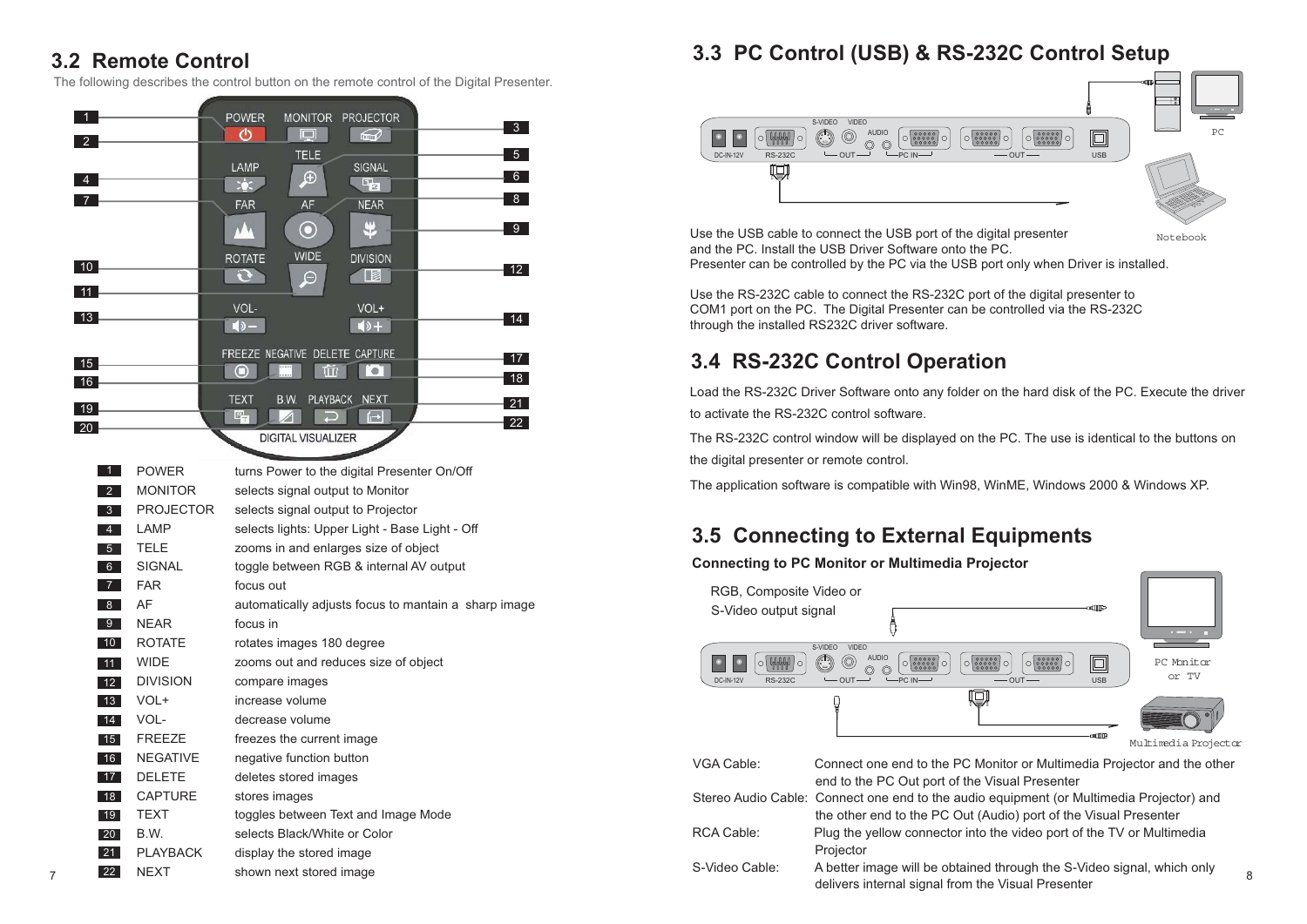## 3.2 Remote Control

The following describes the control button on the remote control of the Digital Presenter.

| | | |
|---|---|---|
| 1 | POWER | turns Power to the digital Presenter On/Off |
| 2 | MONITOR | selects signal output to Monitor |
| 3 | PROJECTOR | selects signal output to Projector |
| 4 | LAMP | selects lights: Upper Light - Base Light - Off |
| 5 | TELE | zooms in and enlarges size of object |
| 6 | SIGNAL | toggle between RGB & internal AV output |
| 7 | FAR | focus out |
| 8 | AF | automatically adjusts focus to mantain a sharp image |
| 9 | NEAR | focus in |
| 10 | ROTATE | rotates images 180 degree |
| 11 | WIDE | zooms out and reduces size of object |
| 12 | DIVISION | compare images |
| 13 | VOL+ | increase volume |
| 14 | VOL- | decrease volume |
| 15 | FREEZE | freezes the current image |
| 16 | NEGATIVE | negative function button |
| 17 | DELETE | deletes stored images |
| 18 | CAPTURE | stores images |
| 19 | TEXT | toggles between Text and Image Mode |
| 20 | B.W. | selects Black/White or Color |
| 21 | PLAYBACK | display the stored image |
| 22 | NEXT | shown next stored image |

## 3.3 PC Control (USB) & RS-232C Control Setup

Use the USB cable to connect the USB port of the digital presenter and the PC. Install the USB Driver Software onto the PC. Presenter can be controlled by the PC via the USB port only when Driver is installed.

Use the RS-232C cable to connect the RS-232C port of the digital presenter to COM1 port on the PC. The Digital Presenter can be controlled via the RS-232C through the installed RS232C driver software.

## 3.4 RS-232C Control Operation

Load the RS-232C Driver Software onto any folder on the hard disk of the PC. Execute the driver to activate the RS-232C control software.

The RS-232C control window will be displayed on the PC. The use is identical to the buttons on the digital presenter or remote control.

The application software is compatible with Win98, WinME, Windows 2000 & Windows XP.

## 3.5 Connecting to External Equipments

**Connecting to PC Monitor or Multimedia Projector**

RGB, Composite Video or S-Video output signal

PC Monitor or TV

Multimedia Projector

| | |
|---|---|
| VGA Cable: | Connect one end to the PC Monitor or Multimedia Projector and the other end to the PC Out port of the Visual Presenter |
| Stereo Audio Cable: | Connect one end to the audio equipment (or Multimedia Projector) and the other end to the PC Out (Audio) port of the Visual Presenter |
| RCA Cable: | Plug the yellow connector into the video port of the TV or Multimedia Projector |
| S-Video Cable: | A better image will be obtained through the S-Video signal, which only delivers internal signal from the Visual Presenter |